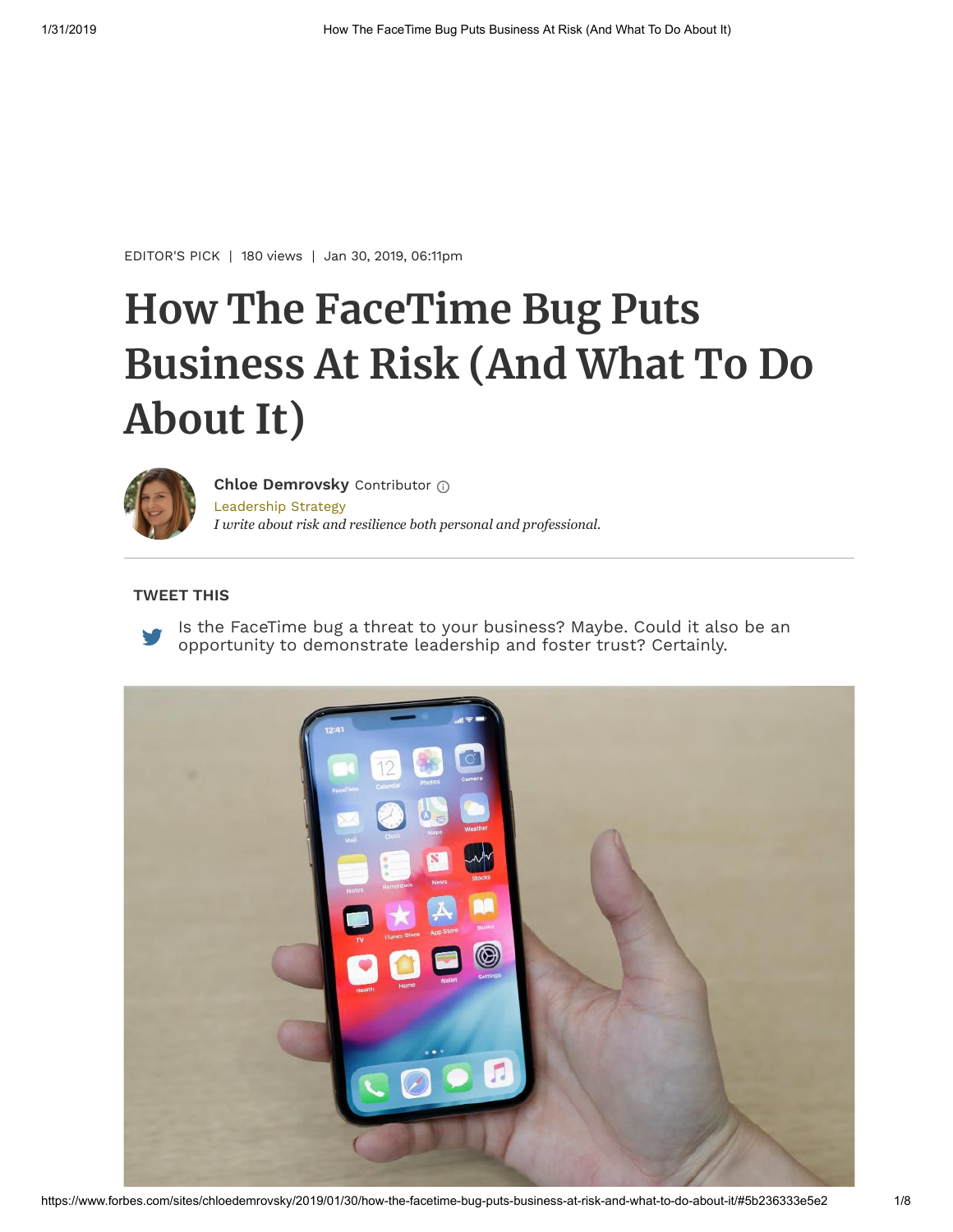EDITOR'S PICK | 180 views | Jan 30, 2019, 06:11pm

# How The FaceTime Bug Puts Business At Risk (And What To Do About It)

**Chloe Demrovsky** Contributor

Leadership Strategy

*I write about risk and resilience both personal and professional.*

**TWEET THIS**

Is the FaceTime bug a threat to your business? Maybe. Could it also be an opportunity to demonstrate leadership and foster trust? Certainly.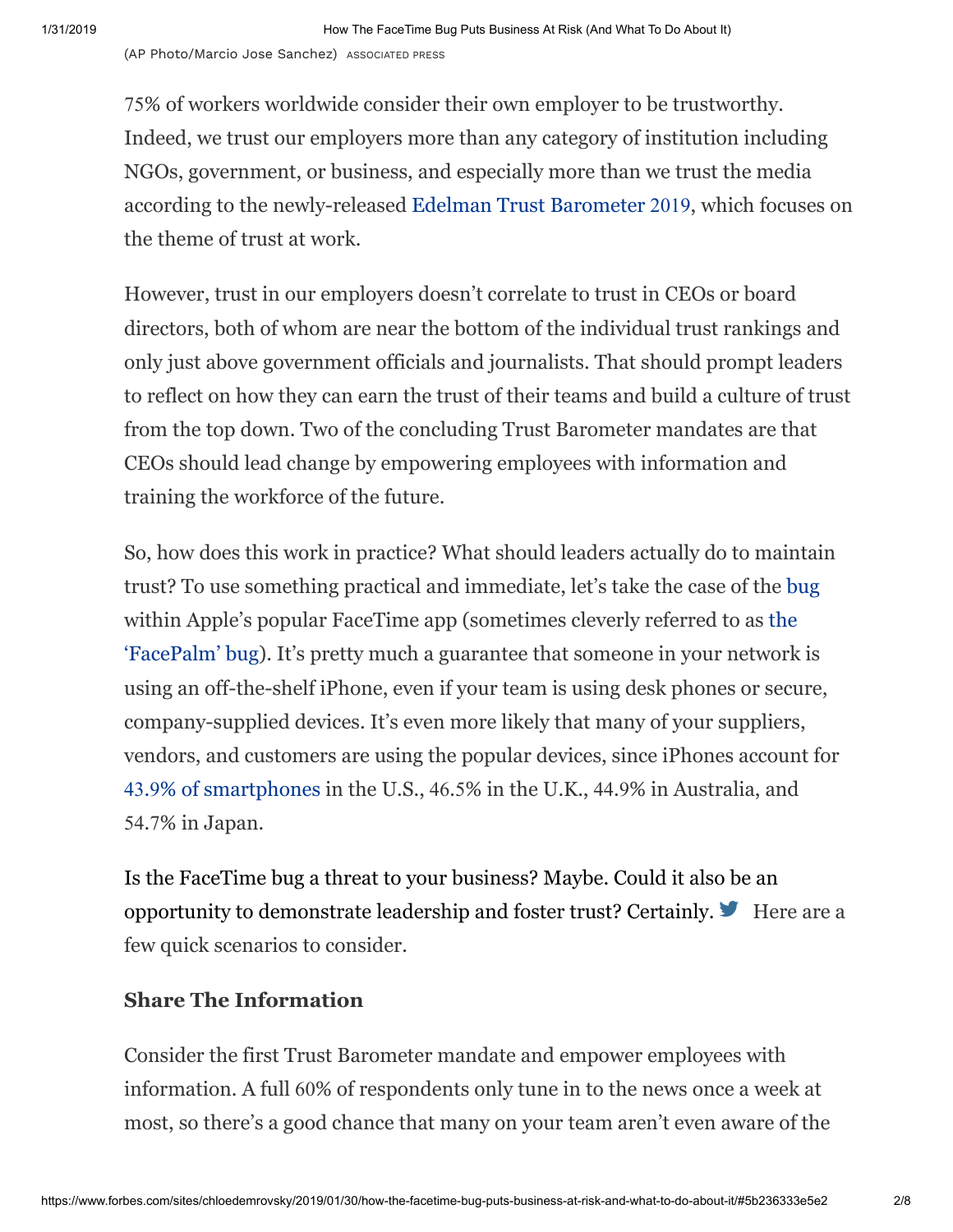(AP Photo/Marcio Jose Sanchez) ASSOCIATED PRESS

75% of workers worldwide consider their own employer to be trustworthy. Indeed, we trust our employers more than any category of institution including NGOs, government, or business, and especially more than we trust the media according to the newly-released Edelman Trust Barometer 2019, which focuses on the theme of trust at work.

However, trust in our employers doesn't correlate to trust in CEOs or board directors, both of whom are near the bottom of the individual trust rankings and only just above government officials and journalists. That should prompt leaders to reflect on how they can earn the trust of their teams and build a culture of trust from the top down. Two of the concluding Trust Barometer mandates are that CEOs should lead change by empowering employees with information and training the workforce of the future.

So, how does this work in practice? What should leaders actually do to maintain trust? To use something practical and immediate, let's take the case of the bug within Apple's popular FaceTime app (sometimes cleverly referred to as the 'FacePalm' bug). It's pretty much a guarantee that someone in your network is using an off-the-shelf iPhone, even if your team is using desk phones or secure, company-supplied devices. It's even more likely that many of your suppliers, vendors, and customers are using the popular devices, since iPhones account for 43.9% of smartphones in the U.S., 46.5% in the U.K., 44.9% in Australia, and 54.7% in Japan.

Is the FaceTime bug a threat to your business? Maybe. Could it also be an opportunity to demonstrate leadership and foster trust? Certainly. Here are a few quick scenarios to consider.

### Share The Information

Consider the first Trust Barometer mandate and empower employees with information. A full 60% of respondents only tune in to the news once a week at most, so there's a good chance that many on your team aren't even aware of the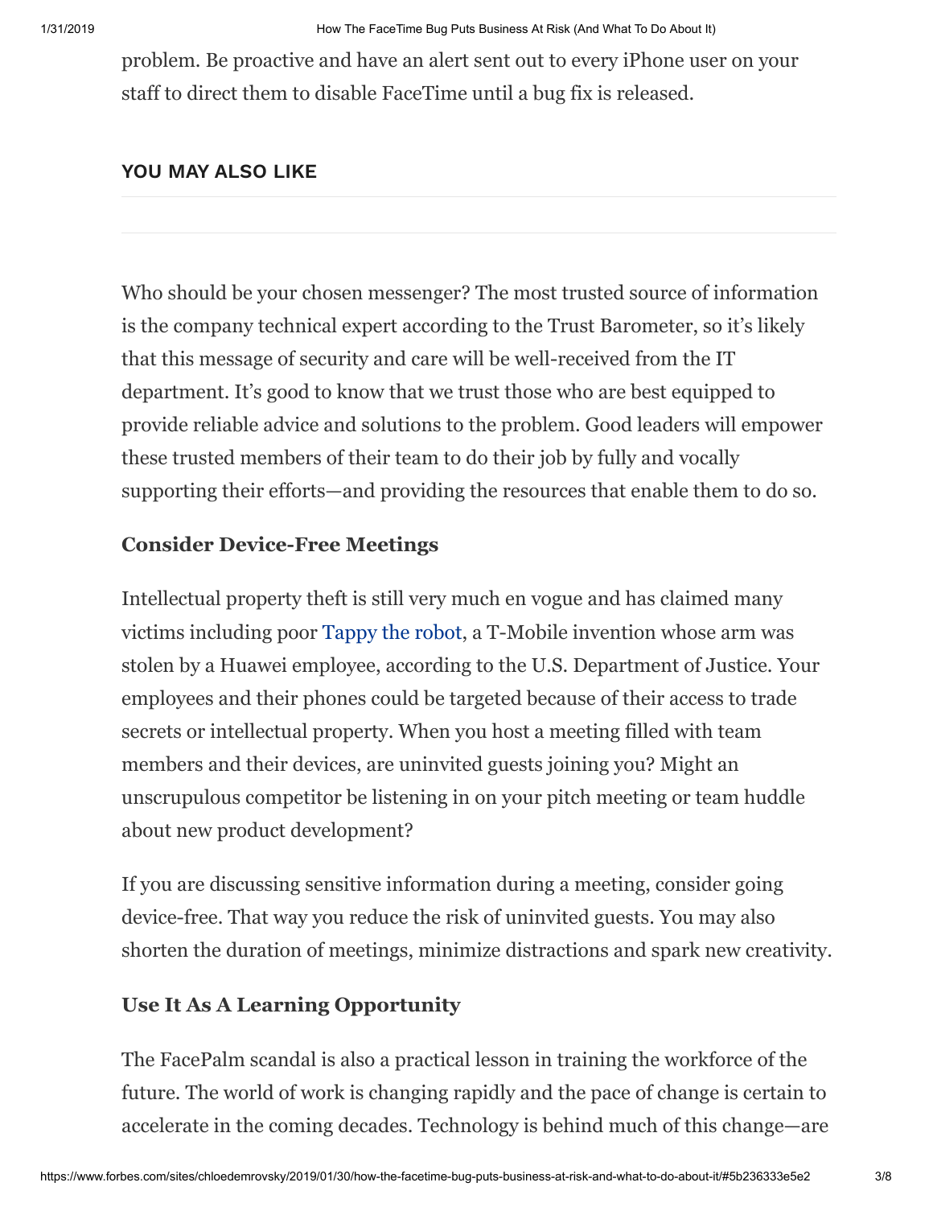problem. Be proactive and have an alert sent out to every iPhone user on your staff to direct them to disable FaceTime until a bug fix is released.

YOU MAY ALSO LIKE

Who should be your chosen messenger? The most trusted source of information is the company technical expert according to the Trust Barometer, so it's likely that this message of security and care will be well-received from the IT department. It's good to know that we trust those who are best equipped to provide reliable advice and solutions to the problem. Good leaders will empower these trusted members of their team to do their job by fully and vocally supporting their efforts—and providing the resources that enable them to do so.

### Consider Device-Free Meetings

Intellectual property theft is still very much en vogue and has claimed many victims including poor Tappy the robot, a T-Mobile invention whose arm was stolen by a Huawei employee, according to the U.S. Department of Justice. Your employees and their phones could be targeted because of their access to trade secrets or intellectual property. When you host a meeting filled with team members and their devices, are uninvited guests joining you? Might an unscrupulous competitor be listening in on your pitch meeting or team huddle about new product development?

If you are discussing sensitive information during a meeting, consider going device-free. That way you reduce the risk of uninvited guests. You may also shorten the duration of meetings, minimize distractions and spark new creativity.

### Use It As A Learning Opportunity

The FacePalm scandal is also a practical lesson in training the workforce of the future. The world of work is changing rapidly and the pace of change is certain to accelerate in the coming decades. Technology is behind much of this change—are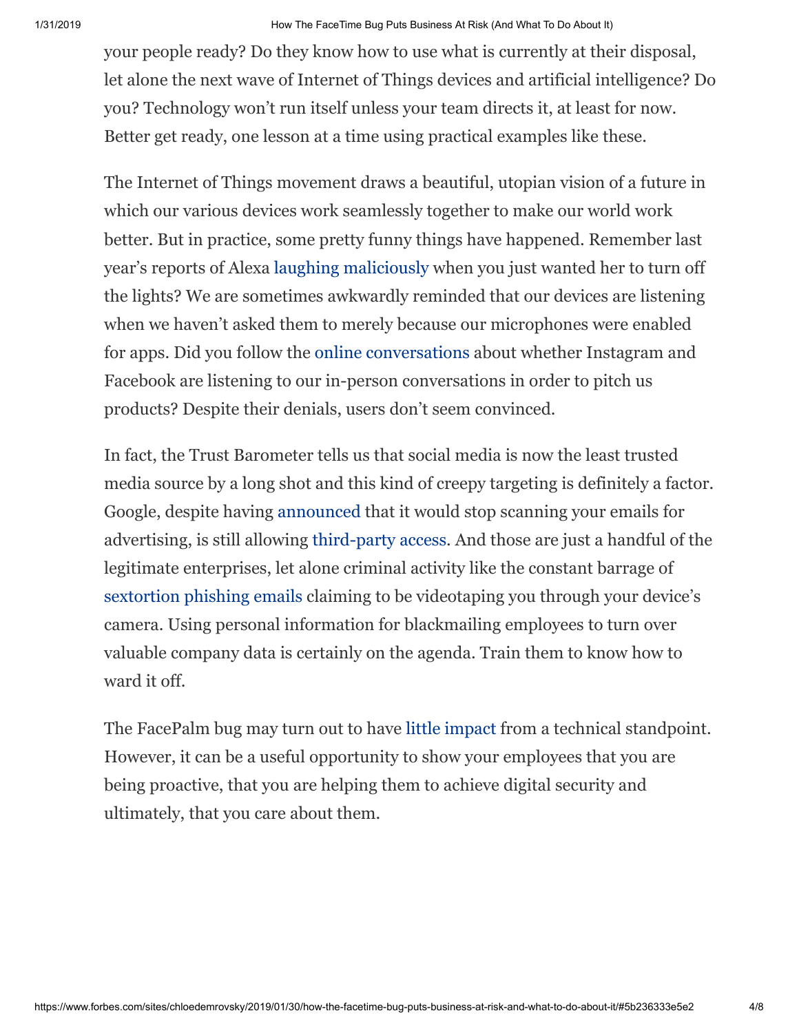your people ready? Do they know how to use what is currently at their disposal, let alone the next wave of Internet of Things devices and artificial intelligence? Do you? Technology won't run itself unless your team directs it, at least for now. Better get ready, one lesson at a time using practical examples like these.

The Internet of Things movement draws a beautiful, utopian vision of a future in which our various devices work seamlessly together to make our world work better. But in practice, some pretty funny things have happened. Remember last year's reports of Alexa laughing maliciously when you just wanted her to turn off the lights? We are sometimes awkwardly reminded that our devices are listening when we haven't asked them to merely because our microphones were enabled for apps. Did you follow the online conversations about whether Instagram and Facebook are listening to our in-person conversations in order to pitch us products? Despite their denials, users don't seem convinced.

In fact, the Trust Barometer tells us that social media is now the least trusted media source by a long shot and this kind of creepy targeting is definitely a factor. Google, despite having announced that it would stop scanning your emails for advertising, is still allowing third-party access. And those are just a handful of the legitimate enterprises, let alone criminal activity like the constant barrage of sextortion phishing emails claiming to be videotaping you through your device's camera. Using personal information for blackmailing employees to turn over valuable company data is certainly on the agenda. Train them to know how to ward it off.

The FacePalm bug may turn out to have little impact from a technical standpoint. However, it can be a useful opportunity to show your employees that you are being proactive, that you are helping them to achieve digital security and ultimately, that you care about them.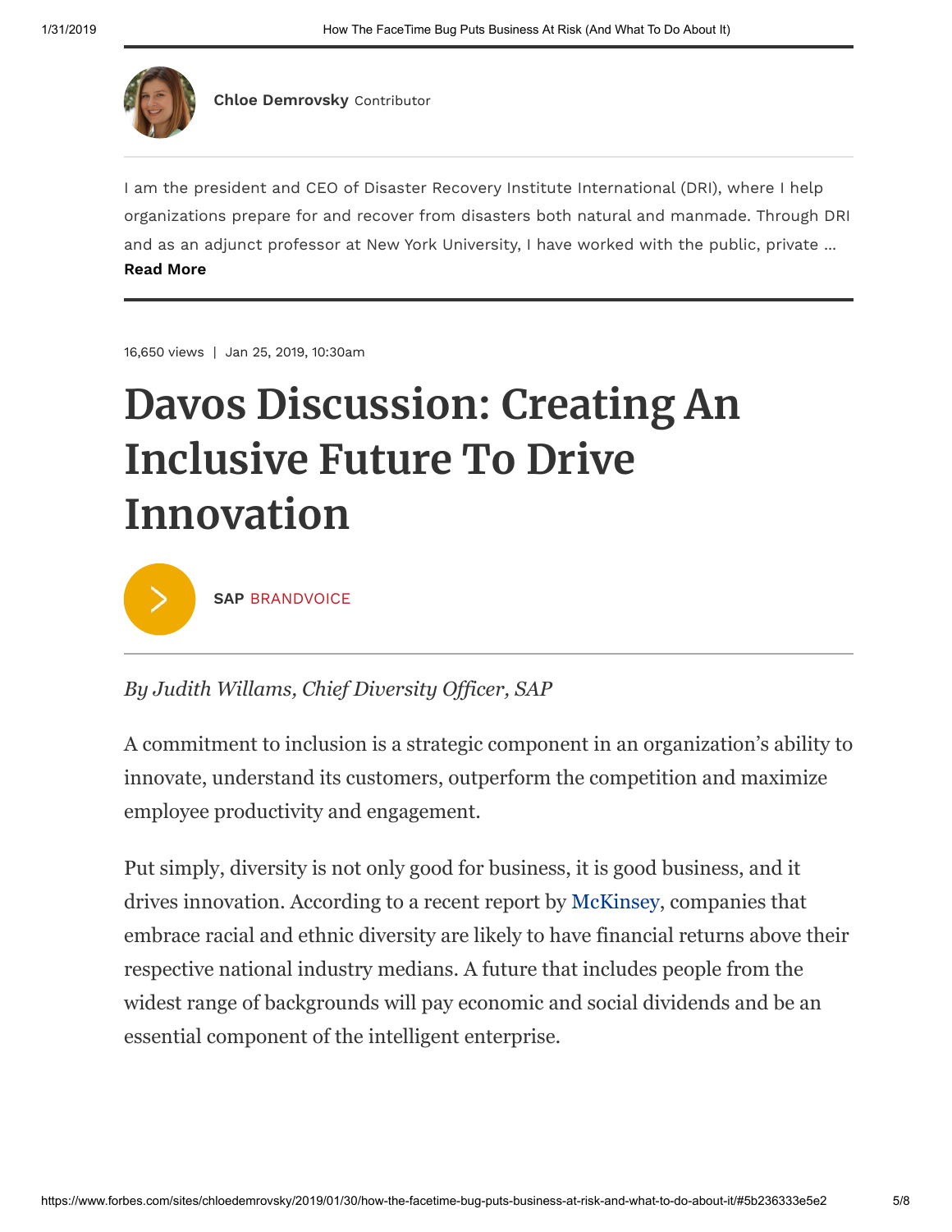**Chloe Demrovsky** Contributor

I am the president and CEO of Disaster Recovery Institute International (DRI), where I help organizations prepare for and recover from disasters both natural and manmade. Through DRI and as an adjunct professor at New York University, I have worked with the public, private ...
**Read More**

16,650 views | Jan 25, 2019, 10:30am

# Davos Discussion: Creating An Inclusive Future To Drive Innovation

**SAP** BRANDVOICE

*By Judith Willams, Chief Diversity Officer, SAP*

A commitment to inclusion is a strategic component in an organization's ability to innovate, understand its customers, outperform the competition and maximize employee productivity and engagement.

Put simply, diversity is not only good for business, it is good business, and it drives innovation. According to a recent report by McKinsey, companies that embrace racial and ethnic diversity are likely to have financial returns above their respective national industry medians. A future that includes people from the widest range of backgrounds will pay economic and social dividends and be an essential component of the intelligent enterprise.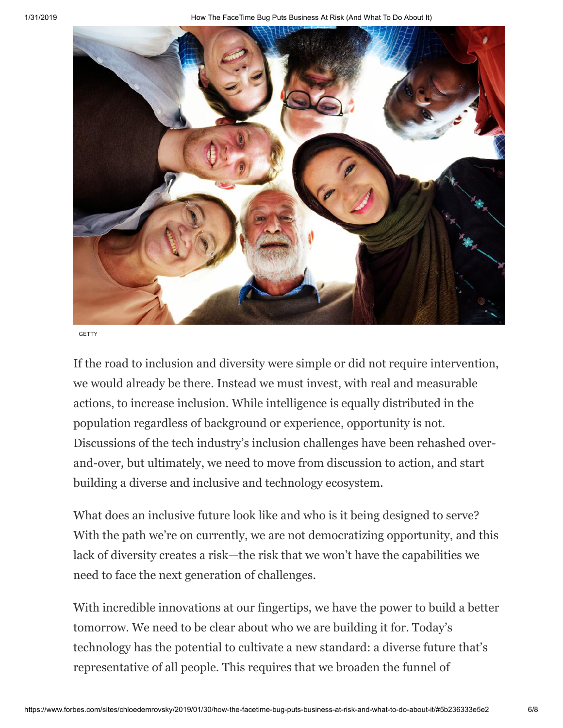GETTY

If the road to inclusion and diversity were simple or did not require intervention, we would already be there. Instead we must invest, with real and measurable actions, to increase inclusion. While intelligence is equally distributed in the population regardless of background or experience, opportunity is not. Discussions of the tech industry's inclusion challenges have been rehashed over-and-over, but ultimately, we need to move from discussion to action, and start building a diverse and inclusive and technology ecosystem.

What does an inclusive future look like and who is it being designed to serve? With the path we're on currently, we are not democratizing opportunity, and this lack of diversity creates a risk—the risk that we won't have the capabilities we need to face the next generation of challenges.

With incredible innovations at our fingertips, we have the power to build a better tomorrow. We need to be clear about who we are building it for. Today's technology has the potential to cultivate a new standard: a diverse future that's representative of all people. This requires that we broaden the funnel of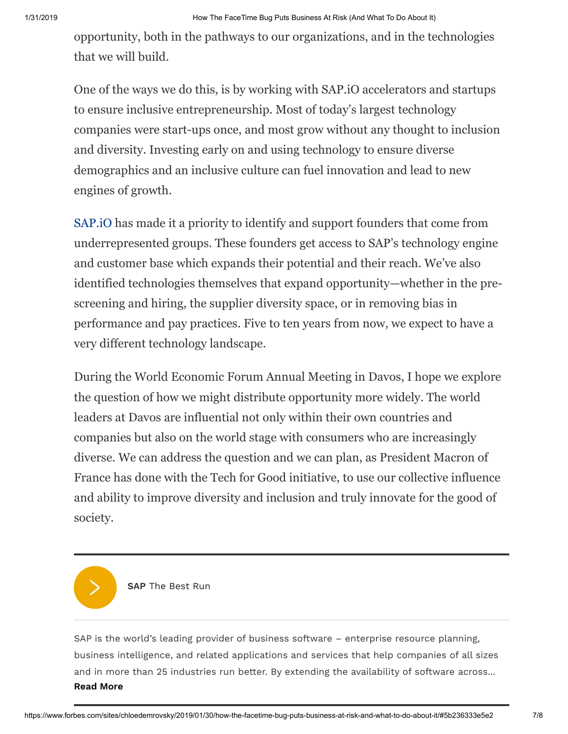opportunity, both in the pathways to our organizations, and in the technologies that we will build.

One of the ways we do this, is by working with SAP.iO accelerators and startups to ensure inclusive entrepreneurship. Most of today's largest technology companies were start-ups once, and most grow without any thought to inclusion and diversity. Investing early on and using technology to ensure diverse demographics and an inclusive culture can fuel innovation and lead to new engines of growth.

SAP.iO has made it a priority to identify and support founders that come from underrepresented groups. These founders get access to SAP's technology engine and customer base which expands their potential and their reach. We've also identified technologies themselves that expand opportunity—whether in the pre-screening and hiring, the supplier diversity space, or in removing bias in performance and pay practices. Five to ten years from now, we expect to have a very different technology landscape.

During the World Economic Forum Annual Meeting in Davos, I hope we explore the question of how we might distribute opportunity more widely. The world leaders at Davos are influential not only within their own countries and companies but also on the world stage with consumers who are increasingly diverse. We can address the question and we can plan, as President Macron of France has done with the Tech for Good initiative, to use our collective influence and ability to improve diversity and inclusion and truly innovate for the good of society.

---

**SAP** The Best Run

SAP is the world's leading provider of business software – enterprise resource planning, business intelligence, and related applications and services that help companies of all sizes and in more than 25 industries run better. By extending the availability of software across...
**Read More**